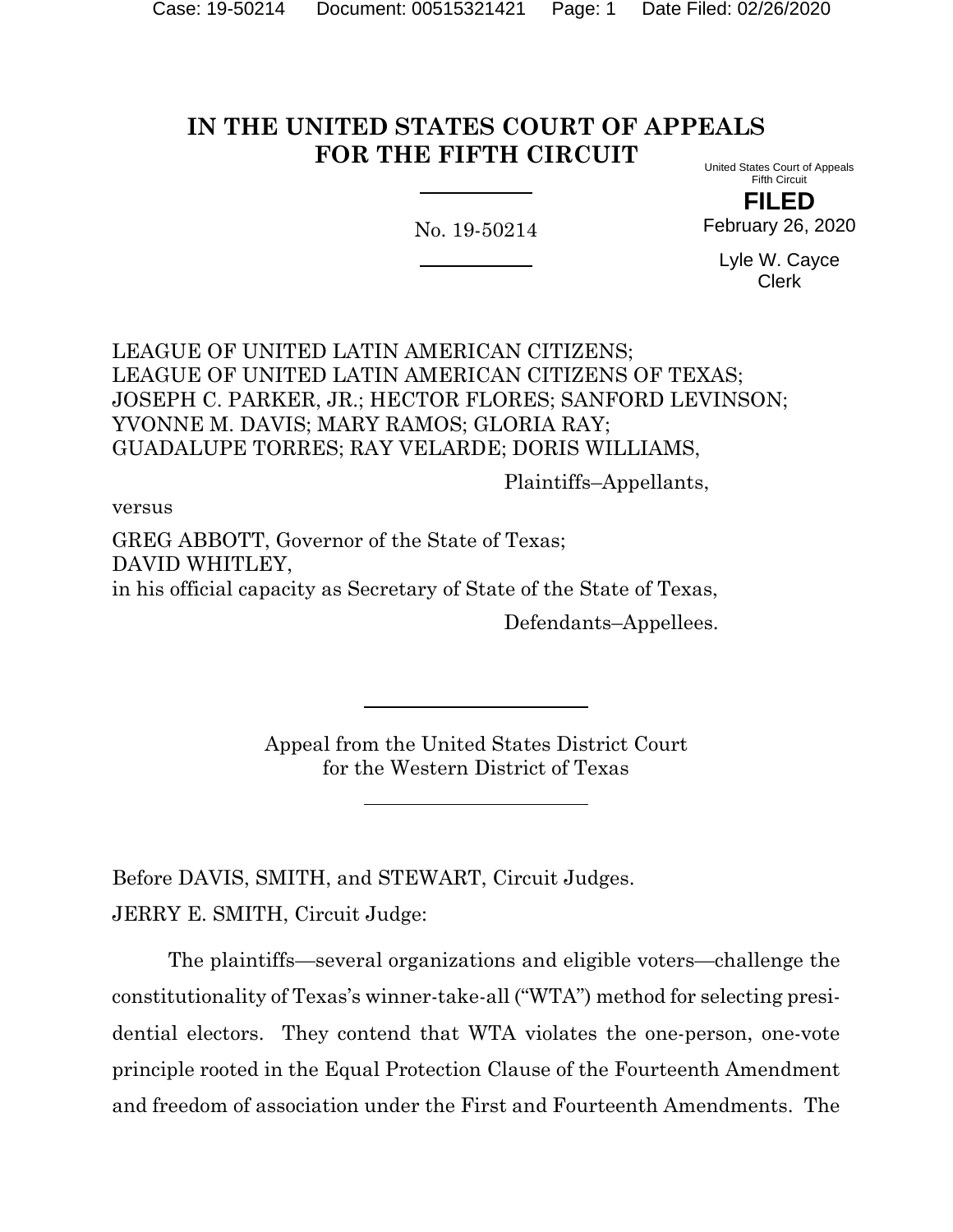# IN THE UNITED STATES COURT OF APPEALS FOR THE FIFTH CIRCUIT

United States Court of Appeals
Fifth Circuit

**FILED**

February 26, 2020

Lyle W. Cayce
Clerk

No. 19-50214

LEAGUE OF UNITED LATIN AMERICAN CITIZENS;
LEAGUE OF UNITED LATIN AMERICAN CITIZENS OF TEXAS;
JOSEPH C. PARKER, JR.; HECTOR FLORES; SANFORD LEVINSON;
YVONNE M. DAVIS; MARY RAMOS; GLORIA RAY;
GUADALUPE TORRES; RAY VELARDE; DORIS WILLIAMS,

Plaintiffs–Appellants,

versus

GREG ABBOTT, Governor of the State of Texas;
DAVID WHITLEY,
in his official capacity as Secretary of State of the State of Texas,

Defendants–Appellees.

Appeal from the United States District Court
for the Western District of Texas

Before DAVIS, SMITH, and STEWART, Circuit Judges.

JERRY E. SMITH, Circuit Judge:

The plaintiffs—several organizations and eligible voters—challenge the constitutionality of Texas's winner-take-all ("WTA") method for selecting presidential electors. They contend that WTA violates the one-person, one-vote principle rooted in the Equal Protection Clause of the Fourteenth Amendment and freedom of association under the First and Fourteenth Amendments. The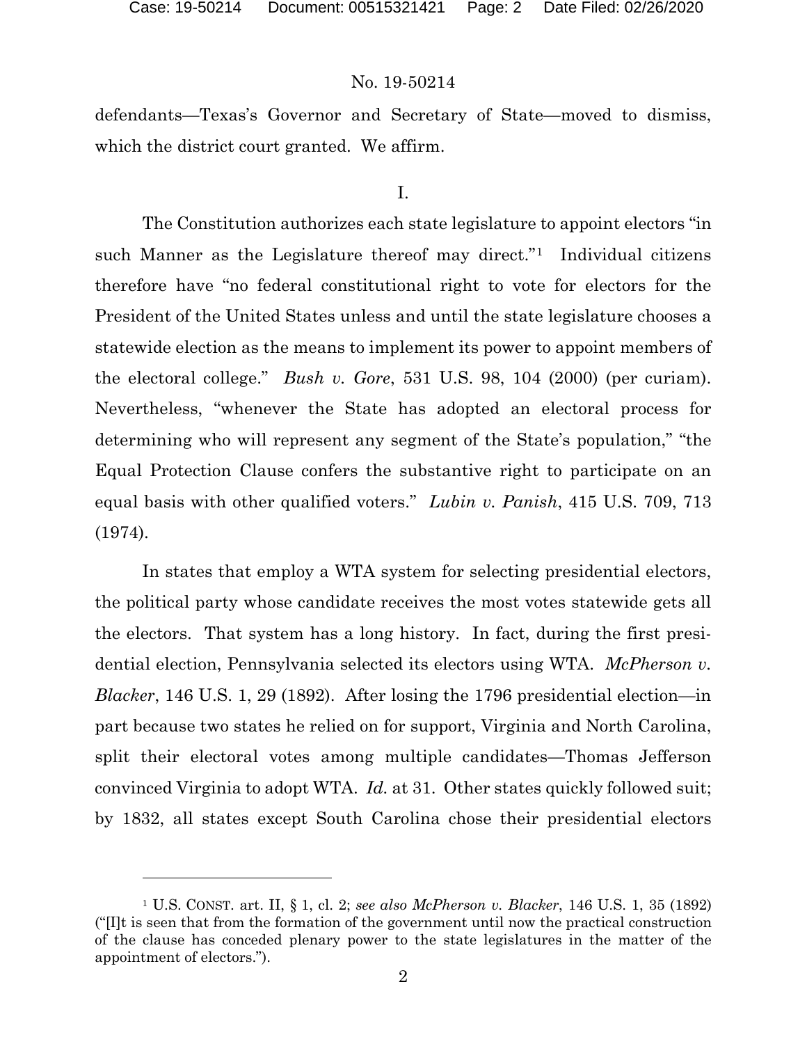defendants—Texas's Governor and Secretary of State—moved to dismiss, which the district court granted. We affirm.

I.

The Constitution authorizes each state legislature to appoint electors "in such Manner as the Legislature thereof may direct."[1] Individual citizens therefore have "no federal constitutional right to vote for electors for the President of the United States unless and until the state legislature chooses a statewide election as the means to implement its power to appoint members of the electoral college." *Bush v. Gore*, 531 U.S. 98, 104 (2000) (per curiam). Nevertheless, "whenever the State has adopted an electoral process for determining who will represent any segment of the State's population," "the Equal Protection Clause confers the substantive right to participate on an equal basis with other qualified voters." *Lubin v. Panish*, 415 U.S. 709, 713 (1974).

In states that employ a WTA system for selecting presidential electors, the political party whose candidate receives the most votes statewide gets all the electors. That system has a long history. In fact, during the first presidential election, Pennsylvania selected its electors using WTA. *McPherson v. Blacker*, 146 U.S. 1, 29 (1892). After losing the 1796 presidential election—in part because two states he relied on for support, Virginia and North Carolina, split their electoral votes among multiple candidates—Thomas Jefferson convinced Virginia to adopt WTA. *Id.* at 31. Other states quickly followed suit; by 1832, all states except South Carolina chose their presidential electors

---

[1] U.S. CONST. art. II, § 1, cl. 2; *see also McPherson v. Blacker*, 146 U.S. 1, 35 (1892) ("[I]t is seen that from the formation of the government until now the practical construction of the clause has conceded plenary power to the state legislatures in the matter of the appointment of electors.").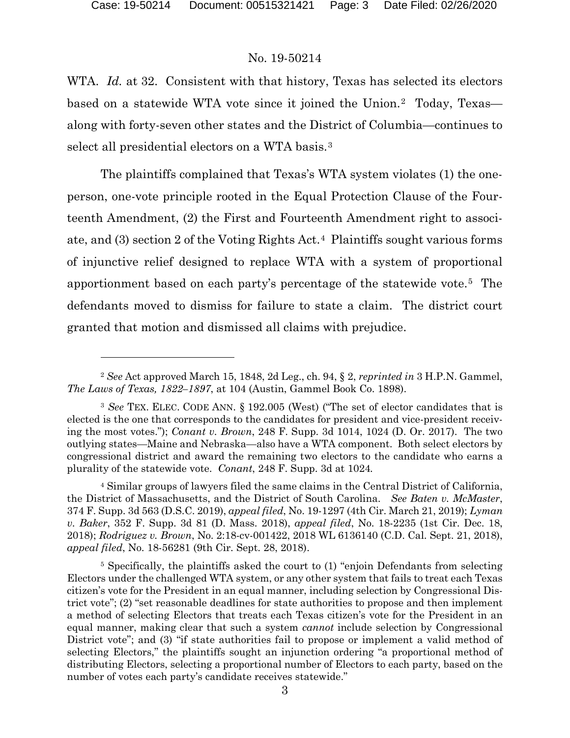WTA. *Id.* at 32. Consistent with that history, Texas has selected its electors based on a statewide WTA vote since it joined the Union.[2] Today, Texas—along with forty-seven other states and the District of Columbia—continues to select all presidential electors on a WTA basis.[3]

The plaintiffs complained that Texas's WTA system violates (1) the one-person, one-vote principle rooted in the Equal Protection Clause of the Fourteenth Amendment, (2) the First and Fourteenth Amendment right to associate, and (3) section 2 of the Voting Rights Act.[4] Plaintiffs sought various forms of injunctive relief designed to replace WTA with a system of proportional apportionment based on each party's percentage of the statewide vote.[5] The defendants moved to dismiss for failure to state a claim. The district court granted that motion and dismissed all claims with prejudice.

---

[2] *See* Act approved March 15, 1848, 2d Leg., ch. 94, § 2, *reprinted in* 3 H.P.N. Gammel, *The Laws of Texas, 1822–1897*, at 104 (Austin, Gammel Book Co. 1898).

[3] *See* TEX. ELEC. CODE ANN. § 192.005 (West) ("The set of elector candidates that is elected is the one that corresponds to the candidates for president and vice-president receiving the most votes."); *Conant v. Brown*, 248 F. Supp. 3d 1014, 1024 (D. Or. 2017). The two outlying states—Maine and Nebraska—also have a WTA component. Both select electors by congressional district and award the remaining two electors to the candidate who earns a plurality of the statewide vote. *Conant*, 248 F. Supp. 3d at 1024.

[4] Similar groups of lawyers filed the same claims in the Central District of California, the District of Massachusetts, and the District of South Carolina. *See Baten v. McMaster*, 374 F. Supp. 3d 563 (D.S.C. 2019), *appeal filed*, No. 19-1297 (4th Cir. March 21, 2019); *Lyman v. Baker*, 352 F. Supp. 3d 81 (D. Mass. 2018), *appeal filed*, No. 18-2235 (1st Cir. Dec. 18, 2018); *Rodriguez v. Brown*, No. 2:18-cv-001422, 2018 WL 6136140 (C.D. Cal. Sept. 21, 2018), *appeal filed*, No. 18-56281 (9th Cir. Sept. 28, 2018).

[5] Specifically, the plaintiffs asked the court to (1) "enjoin Defendants from selecting Electors under the challenged WTA system, or any other system that fails to treat each Texas citizen's vote for the President in an equal manner, including selection by Congressional District vote"; (2) "set reasonable deadlines for state authorities to propose and then implement a method of selecting Electors that treats each Texas citizen's vote for the President in an equal manner, making clear that such a system *cannot* include selection by Congressional District vote"; and (3) "if state authorities fail to propose or implement a valid method of selecting Electors," the plaintiffs sought an injunction ordering "a proportional method of distributing Electors, selecting a proportional number of Electors to each party, based on the number of votes each party's candidate receives statewide."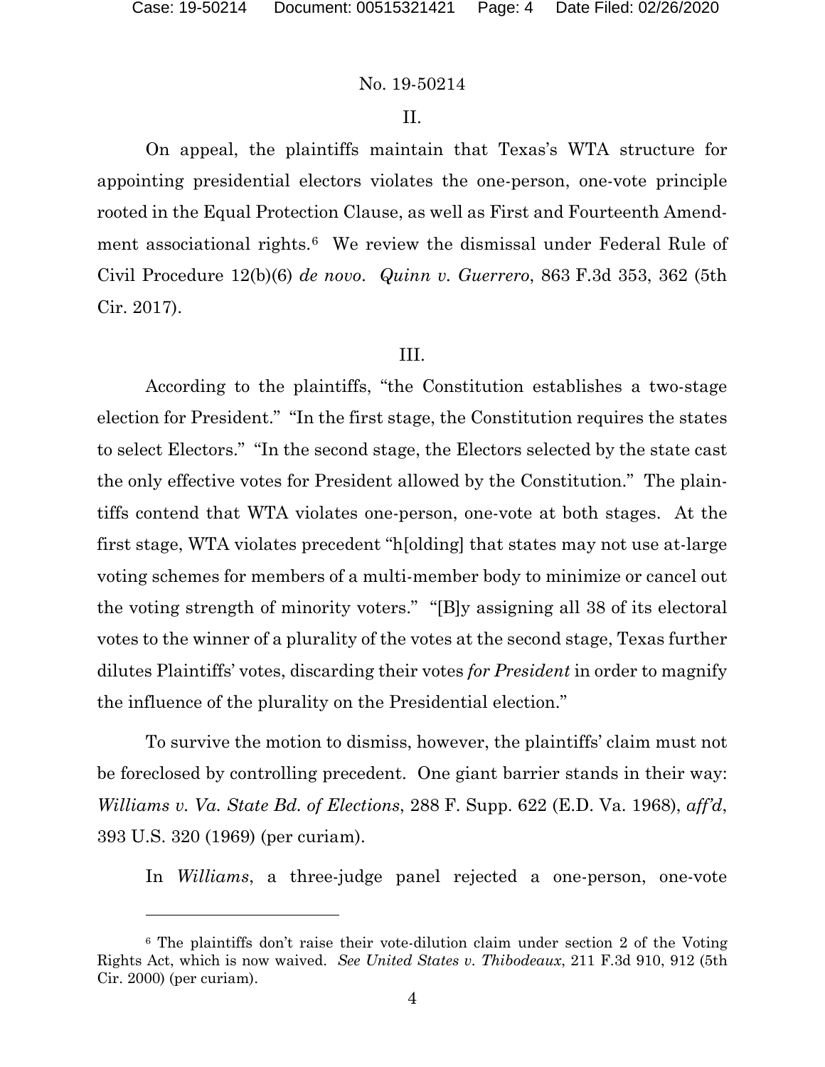No. 19-50214

## II.

On appeal, the plaintiffs maintain that Texas's WTA structure for appointing presidential electors violates the one-person, one-vote principle rooted in the Equal Protection Clause, as well as First and Fourteenth Amendment associational rights.[6] We review the dismissal under Federal Rule of Civil Procedure 12(b)(6) *de novo*. *Quinn v. Guerrero*, 863 F.3d 353, 362 (5th Cir. 2017).

## III.

According to the plaintiffs, "the Constitution establishes a two-stage election for President." "In the first stage, the Constitution requires the states to select Electors." "In the second stage, the Electors selected by the state cast the only effective votes for President allowed by the Constitution." The plaintiffs contend that WTA violates one-person, one-vote at both stages. At the first stage, WTA violates precedent "h[olding] that states may not use at-large voting schemes for members of a multi-member body to minimize or cancel out the voting strength of minority voters." "[B]y assigning all 38 of its electoral votes to the winner of a plurality of the votes at the second stage, Texas further dilutes Plaintiffs' votes, discarding their votes *for President* in order to magnify the influence of the plurality on the Presidential election."

To survive the motion to dismiss, however, the plaintiffs' claim must not be foreclosed by controlling precedent. One giant barrier stands in their way: *Williams v. Va. State Bd. of Elections*, 288 F. Supp. 622 (E.D. Va. 1968), *aff'd*, 393 U.S. 320 (1969) (per curiam).

In *Williams*, a three-judge panel rejected a one-person, one-vote

---

[6] The plaintiffs don't raise their vote-dilution claim under section 2 of the Voting Rights Act, which is now waived. *See United States v. Thibodeaux*, 211 F.3d 910, 912 (5th Cir. 2000) (per curiam).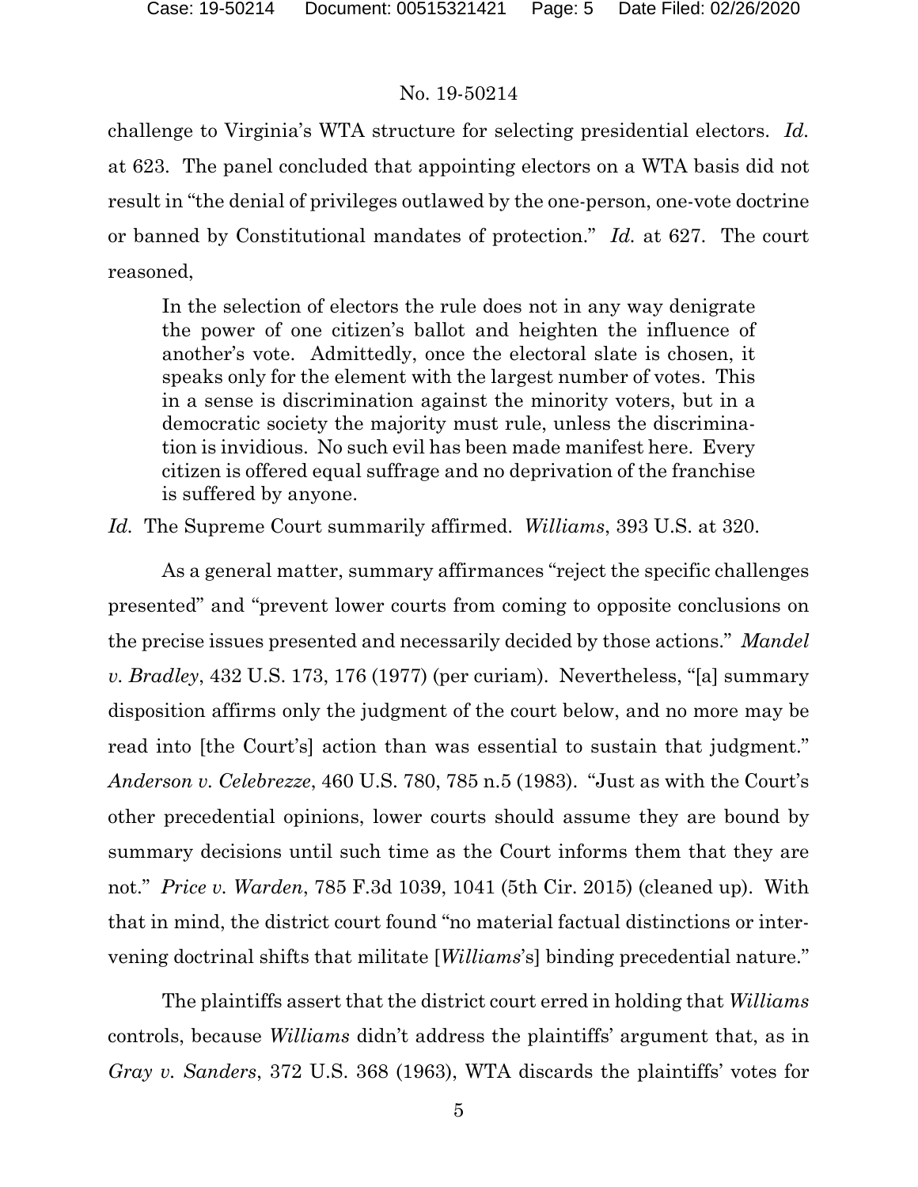challenge to Virginia's WTA structure for selecting presidential electors. *Id.* at 623. The panel concluded that appointing electors on a WTA basis did not result in "the denial of privileges outlawed by the one-person, one-vote doctrine or banned by Constitutional mandates of protection." *Id.* at 627. The court reasoned,

> In the selection of electors the rule does not in any way denigrate the power of one citizen's ballot and heighten the influence of another's vote. Admittedly, once the electoral slate is chosen, it speaks only for the element with the largest number of votes. This in a sense is discrimination against the minority voters, but in a democratic society the majority must rule, unless the discrimination is invidious. No such evil has been made manifest here. Every citizen is offered equal suffrage and no deprivation of the franchise is suffered by anyone.

*Id.* The Supreme Court summarily affirmed. *Williams*, 393 U.S. at 320.

As a general matter, summary affirmances "reject the specific challenges presented" and "prevent lower courts from coming to opposite conclusions on the precise issues presented and necessarily decided by those actions." *Mandel v. Bradley*, 432 U.S. 173, 176 (1977) (per curiam). Nevertheless, "[a] summary disposition affirms only the judgment of the court below, and no more may be read into [the Court's] action than was essential to sustain that judgment." *Anderson v. Celebrezze*, 460 U.S. 780, 785 n.5 (1983). "Just as with the Court's other precedential opinions, lower courts should assume they are bound by summary decisions until such time as the Court informs them that they are not." *Price v. Warden*, 785 F.3d 1039, 1041 (5th Cir. 2015) (cleaned up). With that in mind, the district court found "no material factual distinctions or intervening doctrinal shifts that militate [*Williams*'s] binding precedential nature."

The plaintiffs assert that the district court erred in holding that *Williams* controls, because *Williams* didn't address the plaintiffs' argument that, as in *Gray v. Sanders*, 372 U.S. 368 (1963), WTA discards the plaintiffs' votes for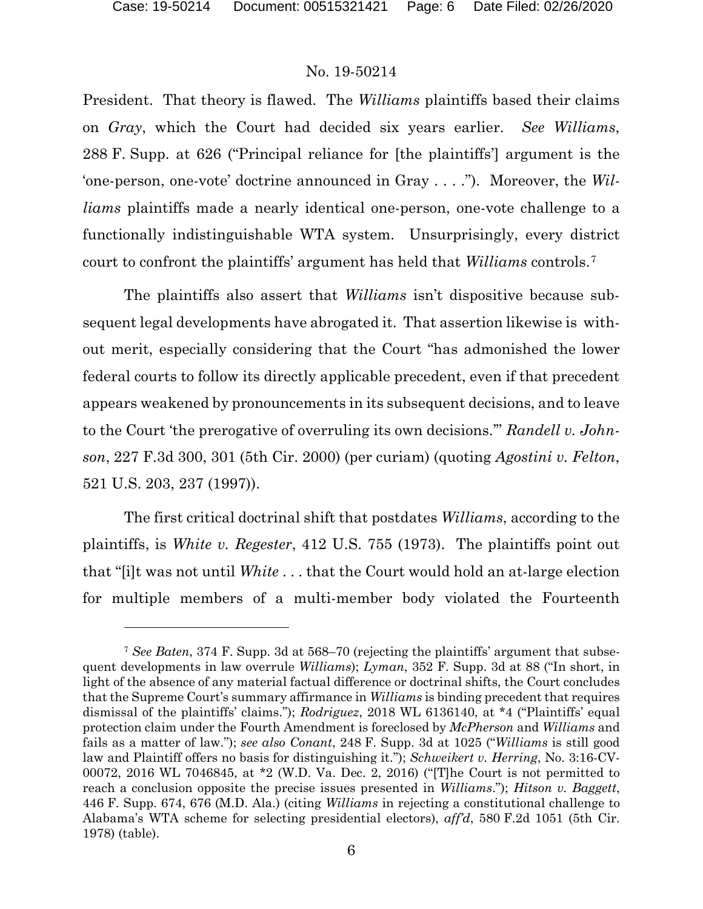President. That theory is flawed. The *Williams* plaintiffs based their claims on *Gray*, which the Court had decided six years earlier. *See Williams*, 288 F. Supp. at 626 ("Principal reliance for [the plaintiffs'] argument is the 'one-person, one-vote' doctrine announced in Gray . . . ."). Moreover, the *Williams* plaintiffs made a nearly identical one-person, one-vote challenge to a functionally indistinguishable WTA system. Unsurprisingly, every district court to confront the plaintiffs' argument has held that *Williams* controls.[7]

The plaintiffs also assert that *Williams* isn't dispositive because subsequent legal developments have abrogated it. That assertion likewise is without merit, especially considering that the Court "has admonished the lower federal courts to follow its directly applicable precedent, even if that precedent appears weakened by pronouncements in its subsequent decisions, and to leave to the Court 'the prerogative of overruling its own decisions.'" *Randell v. Johnson*, 227 F.3d 300, 301 (5th Cir. 2000) (per curiam) (quoting *Agostini v. Felton*, 521 U.S. 203, 237 (1997)).

The first critical doctrinal shift that postdates *Williams*, according to the plaintiffs, is *White v. Regester*, 412 U.S. 755 (1973). The plaintiffs point out that "[i]t was not until *White* . . . that the Court would hold an at-large election for multiple members of a multi-member body violated the Fourteenth

---

[7] *See Baten*, 374 F. Supp. 3d at 568–70 (rejecting the plaintiffs' argument that subsequent developments in law overrule *Williams*); *Lyman*, 352 F. Supp. 3d at 88 ("In short, in light of the absence of any material factual difference or doctrinal shifts, the Court concludes that the Supreme Court's summary affirmance in *Williams* is binding precedent that requires dismissal of the plaintiffs' claims."); *Rodriguez*, 2018 WL 6136140, at \*4 ("Plaintiffs' equal protection claim under the Fourth Amendment is foreclosed by *McPherson* and *Williams* and fails as a matter of law."); *see also Conant*, 248 F. Supp. 3d at 1025 ("*Williams* is still good law and Plaintiff offers no basis for distinguishing it."); *Schweikert v. Herring*, No. 3:16-CV-00072, 2016 WL 7046845, at \*2 (W.D. Va. Dec. 2, 2016) ("[T]he Court is not permitted to reach a conclusion opposite the precise issues presented in *Williams*."); *Hitson v. Baggett*, 446 F. Supp. 674, 676 (M.D. Ala.) (citing *Williams* in rejecting a constitutional challenge to Alabama's WTA scheme for selecting presidential electors), *aff'd*, 580 F.2d 1051 (5th Cir. 1978) (table).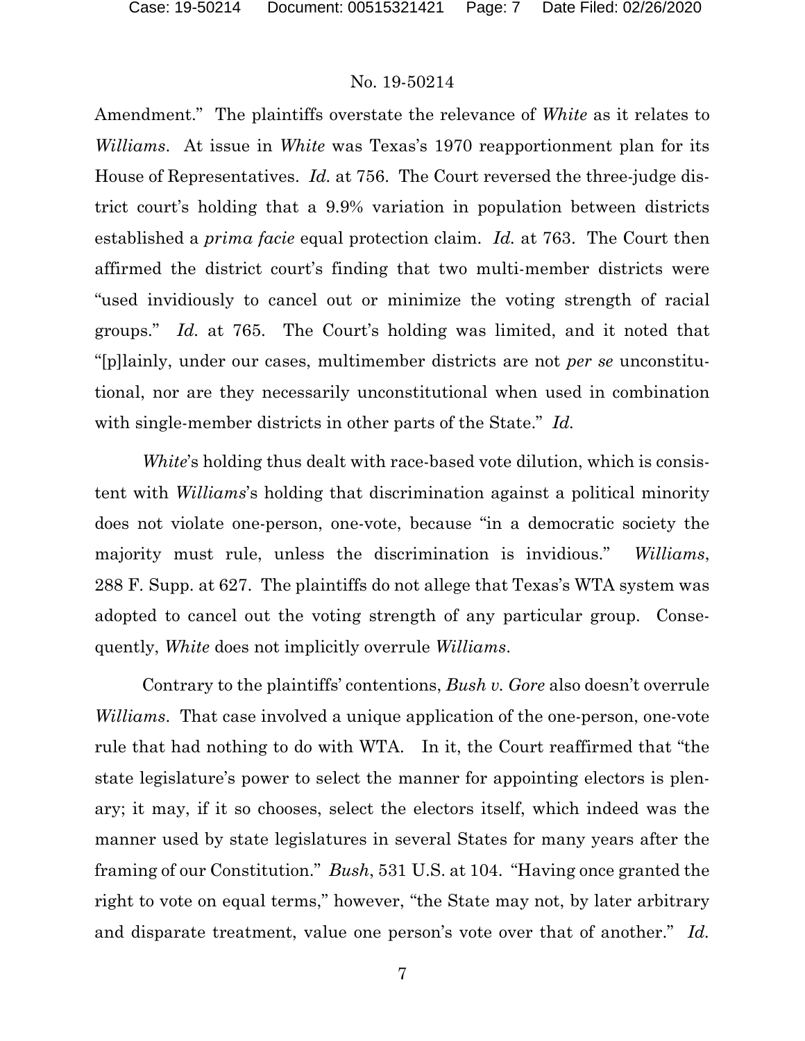Amendment." The plaintiffs overstate the relevance of *White* as it relates to *Williams*. At issue in *White* was Texas's 1970 reapportionment plan for its House of Representatives. *Id.* at 756. The Court reversed the three-judge district court's holding that a 9.9% variation in population between districts established a *prima facie* equal protection claim. *Id.* at 763. The Court then affirmed the district court's finding that two multi-member districts were "used invidiously to cancel out or minimize the voting strength of racial groups." *Id.* at 765. The Court's holding was limited, and it noted that "[p]lainly, under our cases, multimember districts are not *per se* unconstitutional, nor are they necessarily unconstitutional when used in combination with single-member districts in other parts of the State." *Id.*

*White*'s holding thus dealt with race-based vote dilution, which is consistent with *Williams*'s holding that discrimination against a political minority does not violate one-person, one-vote, because "in a democratic society the majority must rule, unless the discrimination is invidious." *Williams*, 288 F. Supp. at 627. The plaintiffs do not allege that Texas's WTA system was adopted to cancel out the voting strength of any particular group. Consequently, *White* does not implicitly overrule *Williams*.

Contrary to the plaintiffs' contentions, *Bush v. Gore* also doesn't overrule *Williams*. That case involved a unique application of the one-person, one-vote rule that had nothing to do with WTA. In it, the Court reaffirmed that "the state legislature's power to select the manner for appointing electors is plenary; it may, if it so chooses, select the electors itself, which indeed was the manner used by state legislatures in several States for many years after the framing of our Constitution." *Bush*, 531 U.S. at 104. "Having once granted the right to vote on equal terms," however, "the State may not, by later arbitrary and disparate treatment, value one person's vote over that of another." *Id.*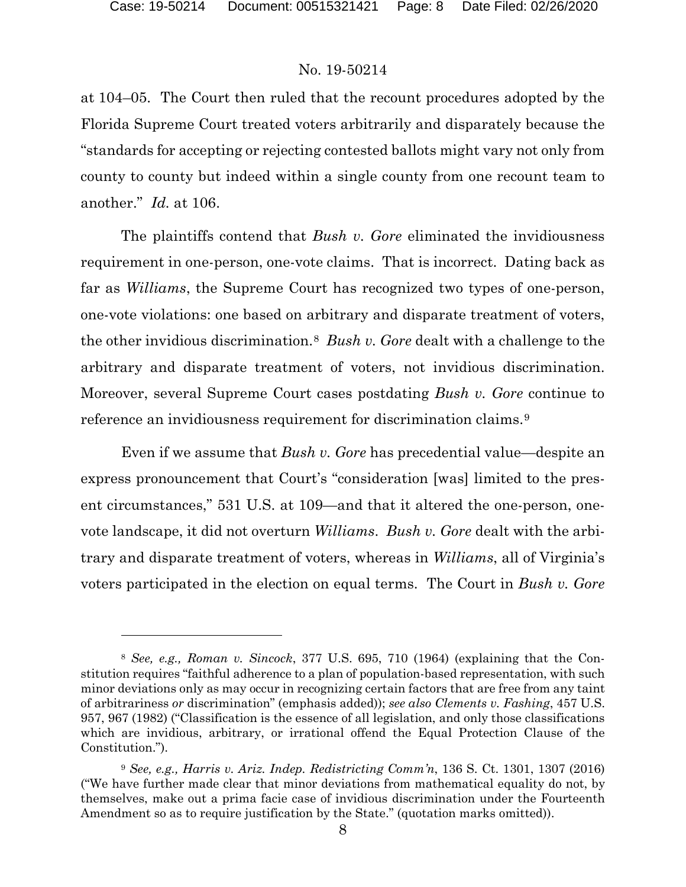at 104–05. The Court then ruled that the recount procedures adopted by the Florida Supreme Court treated voters arbitrarily and disparately because the "standards for accepting or rejecting contested ballots might vary not only from county to county but indeed within a single county from one recount team to another." *Id.* at 106.

The plaintiffs contend that *Bush v. Gore* eliminated the invidiousness requirement in one-person, one-vote claims. That is incorrect. Dating back as far as *Williams*, the Supreme Court has recognized two types of one-person, one-vote violations: one based on arbitrary and disparate treatment of voters, the other invidious discrimination.[8] *Bush v. Gore* dealt with a challenge to the arbitrary and disparate treatment of voters, not invidious discrimination. Moreover, several Supreme Court cases postdating *Bush v. Gore* continue to reference an invidiousness requirement for discrimination claims.[9]

Even if we assume that *Bush v. Gore* has precedential value—despite an express pronouncement that Court's "consideration [was] limited to the present circumstances," 531 U.S. at 109—and that it altered the one-person, one-vote landscape, it did not overturn *Williams*. *Bush v. Gore* dealt with the arbitrary and disparate treatment of voters, whereas in *Williams*, all of Virginia's voters participated in the election on equal terms. The Court in *Bush v. Gore*

---

[8] *See, e.g., Roman v. Sincock*, 377 U.S. 695, 710 (1964) (explaining that the Constitution requires "faithful adherence to a plan of population-based representation, with such minor deviations only as may occur in recognizing certain factors that are free from any taint of arbitrariness *or* discrimination" (emphasis added)); *see also Clements v. Fashing*, 457 U.S. 957, 967 (1982) ("Classification is the essence of all legislation, and only those classifications which are invidious, arbitrary, or irrational offend the Equal Protection Clause of the Constitution.").

[9] *See, e.g., Harris v. Ariz. Indep. Redistricting Comm'n*, 136 S. Ct. 1301, 1307 (2016) ("We have further made clear that minor deviations from mathematical equality do not, by themselves, make out a prima facie case of invidious discrimination under the Fourteenth Amendment so as to require justification by the State." (quotation marks omitted)).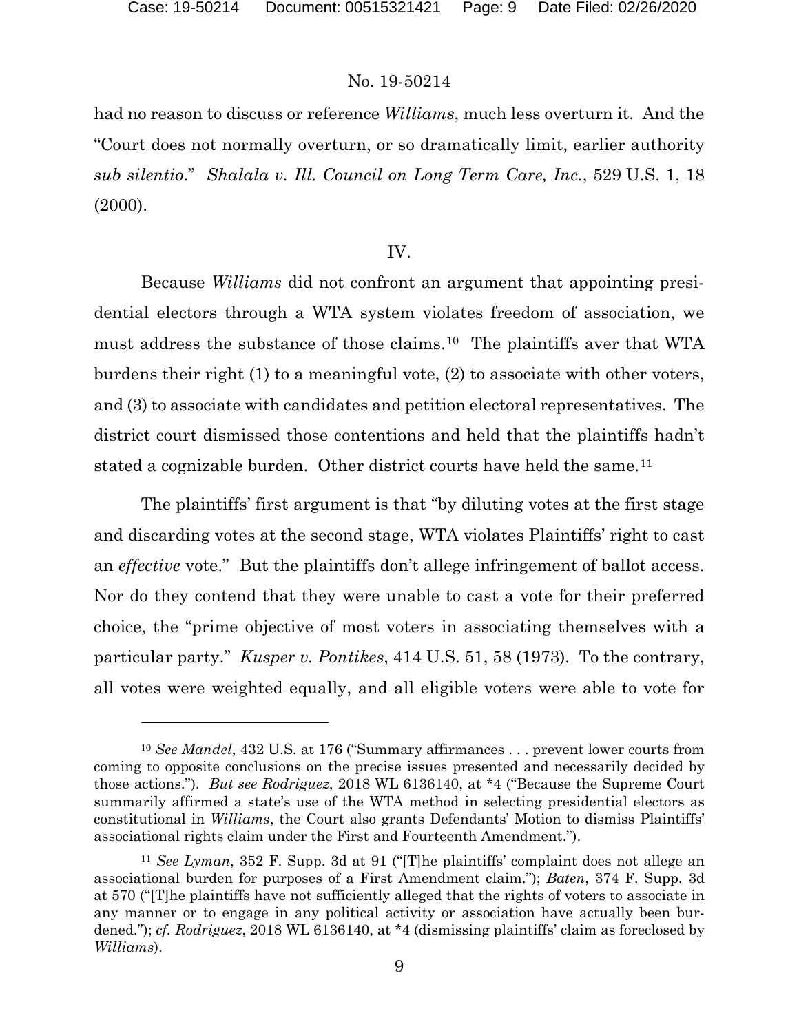had no reason to discuss or reference *Williams*, much less overturn it. And the "Court does not normally overturn, or so dramatically limit, earlier authority *sub silentio*." *Shalala v. Ill. Council on Long Term Care, Inc.*, 529 U.S. 1, 18 (2000).

## IV.

Because *Williams* did not confront an argument that appointing presidential electors through a WTA system violates freedom of association, we must address the substance of those claims.[10] The plaintiffs aver that WTA burdens their right (1) to a meaningful vote, (2) to associate with other voters, and (3) to associate with candidates and petition electoral representatives. The district court dismissed those contentions and held that the plaintiffs hadn't stated a cognizable burden. Other district courts have held the same.[11]

The plaintiffs' first argument is that "by diluting votes at the first stage and discarding votes at the second stage, WTA violates Plaintiffs' right to cast an *effective* vote." But the plaintiffs don't allege infringement of ballot access. Nor do they contend that they were unable to cast a vote for their preferred choice, the "prime objective of most voters in associating themselves with a particular party." *Kusper v. Pontikes*, 414 U.S. 51, 58 (1973). To the contrary, all votes were weighted equally, and all eligible voters were able to vote for

---

[10] *See Mandel*, 432 U.S. at 176 ("Summary affirmances . . . prevent lower courts from coming to opposite conclusions on the precise issues presented and necessarily decided by those actions."). *But see Rodriguez*, 2018 WL 6136140, at *4 ("Because the Supreme Court summarily affirmed a state's use of the WTA method in selecting presidential electors as constitutional in *Williams*, the Court also grants Defendants' Motion to dismiss Plaintiffs' associational rights claim under the First and Fourteenth Amendment.").

[11] *See Lyman*, 352 F. Supp. 3d at 91 ("[T]he plaintiffs' complaint does not allege an associational burden for purposes of a First Amendment claim."); *Baten*, 374 F. Supp. 3d at 570 ("[T]he plaintiffs have not sufficiently alleged that the rights of voters to associate in any manner or to engage in any political activity or association have actually been burdened."); *cf. Rodriguez*, 2018 WL 6136140, at *4 (dismissing plaintiffs' claim as foreclosed by *Williams*).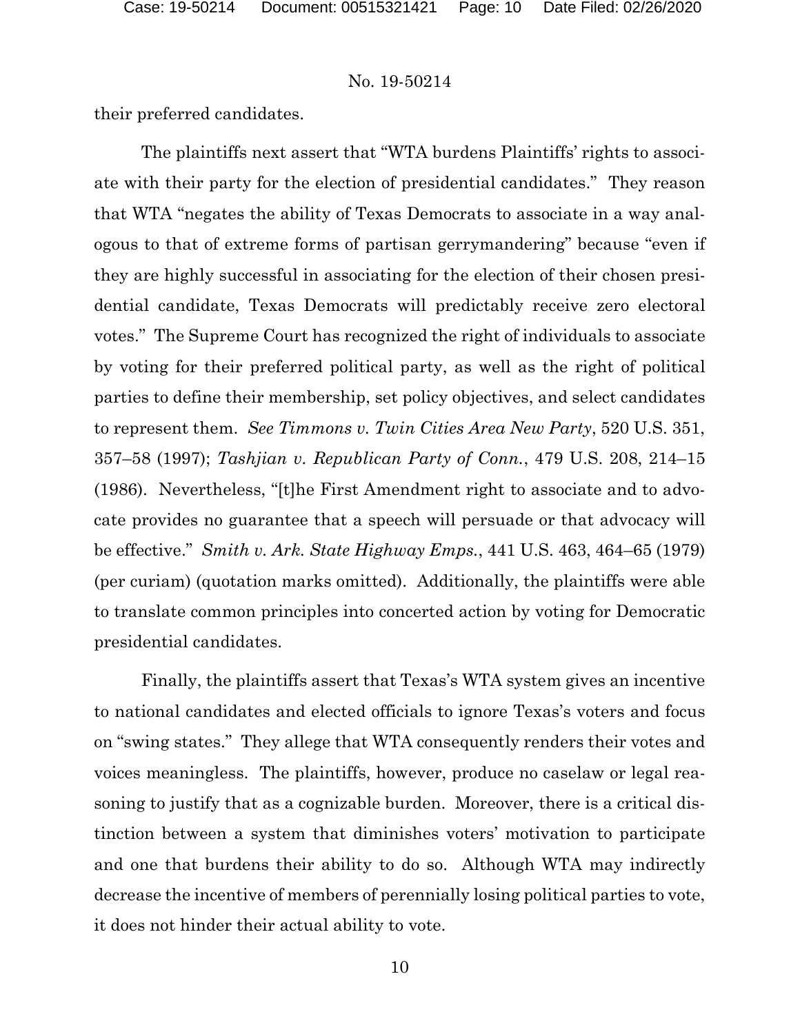their preferred candidates.

The plaintiffs next assert that "WTA burdens Plaintiffs' rights to associate with their party for the election of presidential candidates." They reason that WTA "negates the ability of Texas Democrats to associate in a way analogous to that of extreme forms of partisan gerrymandering" because "even if they are highly successful in associating for the election of their chosen presidential candidate, Texas Democrats will predictably receive zero electoral votes." The Supreme Court has recognized the right of individuals to associate by voting for their preferred political party, as well as the right of political parties to define their membership, set policy objectives, and select candidates to represent them. *See Timmons v. Twin Cities Area New Party*, 520 U.S. 351, 357–58 (1997); *Tashjian v. Republican Party of Conn.*, 479 U.S. 208, 214–15 (1986). Nevertheless, "[t]he First Amendment right to associate and to advocate provides no guarantee that a speech will persuade or that advocacy will be effective." *Smith v. Ark. State Highway Emps.*, 441 U.S. 463, 464–65 (1979) (per curiam) (quotation marks omitted). Additionally, the plaintiffs were able to translate common principles into concerted action by voting for Democratic presidential candidates.

Finally, the plaintiffs assert that Texas's WTA system gives an incentive to national candidates and elected officials to ignore Texas's voters and focus on "swing states." They allege that WTA consequently renders their votes and voices meaningless. The plaintiffs, however, produce no caselaw or legal reasoning to justify that as a cognizable burden. Moreover, there is a critical distinction between a system that diminishes voters' motivation to participate and one that burdens their ability to do so. Although WTA may indirectly decrease the incentive of members of perennially losing political parties to vote, it does not hinder their actual ability to vote.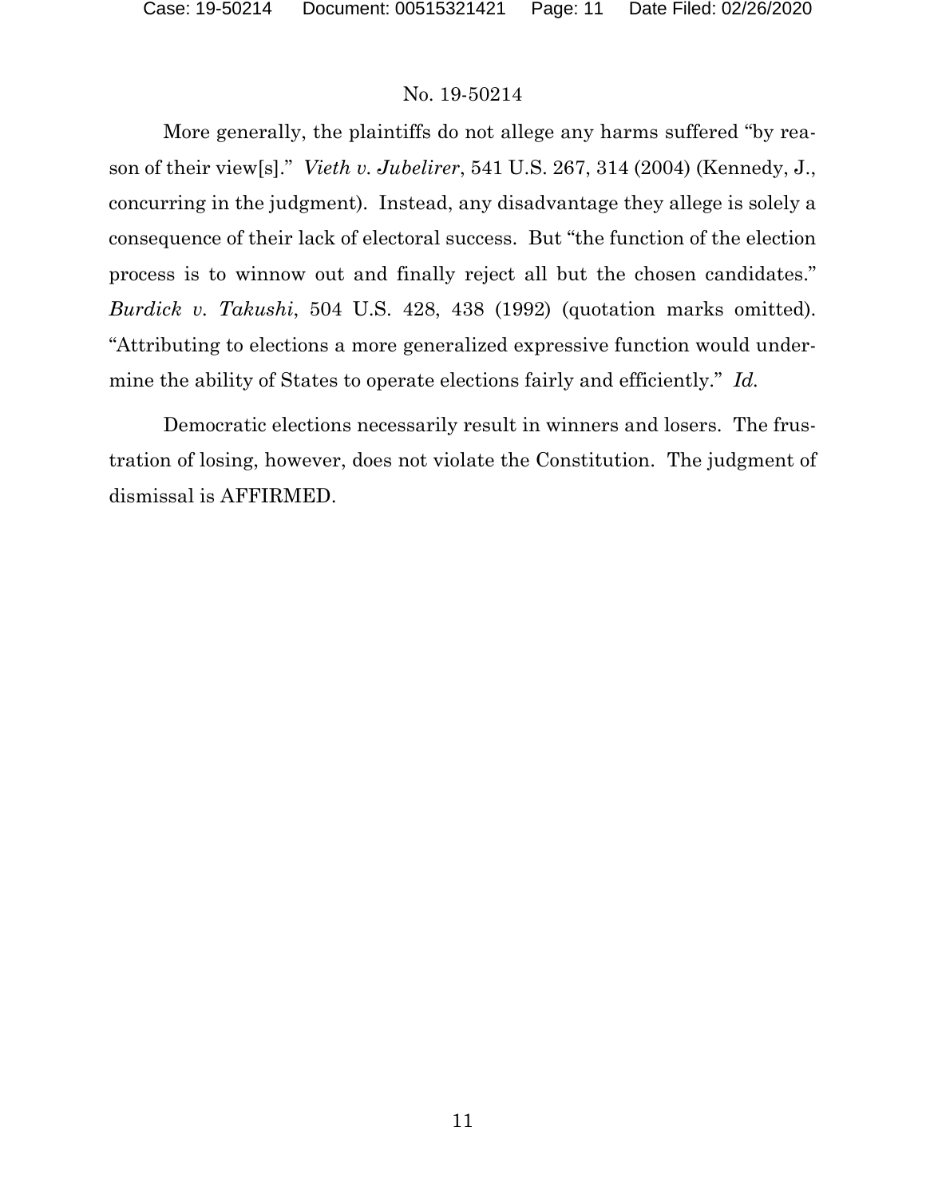More generally, the plaintiffs do not allege any harms suffered "by reason of their view[s]." *Vieth v. Jubelirer*, 541 U.S. 267, 314 (2004) (Kennedy, J., concurring in the judgment). Instead, any disadvantage they allege is solely a consequence of their lack of electoral success. But "the function of the election process is to winnow out and finally reject all but the chosen candidates." *Burdick v. Takushi*, 504 U.S. 428, 438 (1992) (quotation marks omitted). "Attributing to elections a more generalized expressive function would undermine the ability of States to operate elections fairly and efficiently." *Id.*

Democratic elections necessarily result in winners and losers. The frustration of losing, however, does not violate the Constitution. The judgment of dismissal is AFFIRMED.